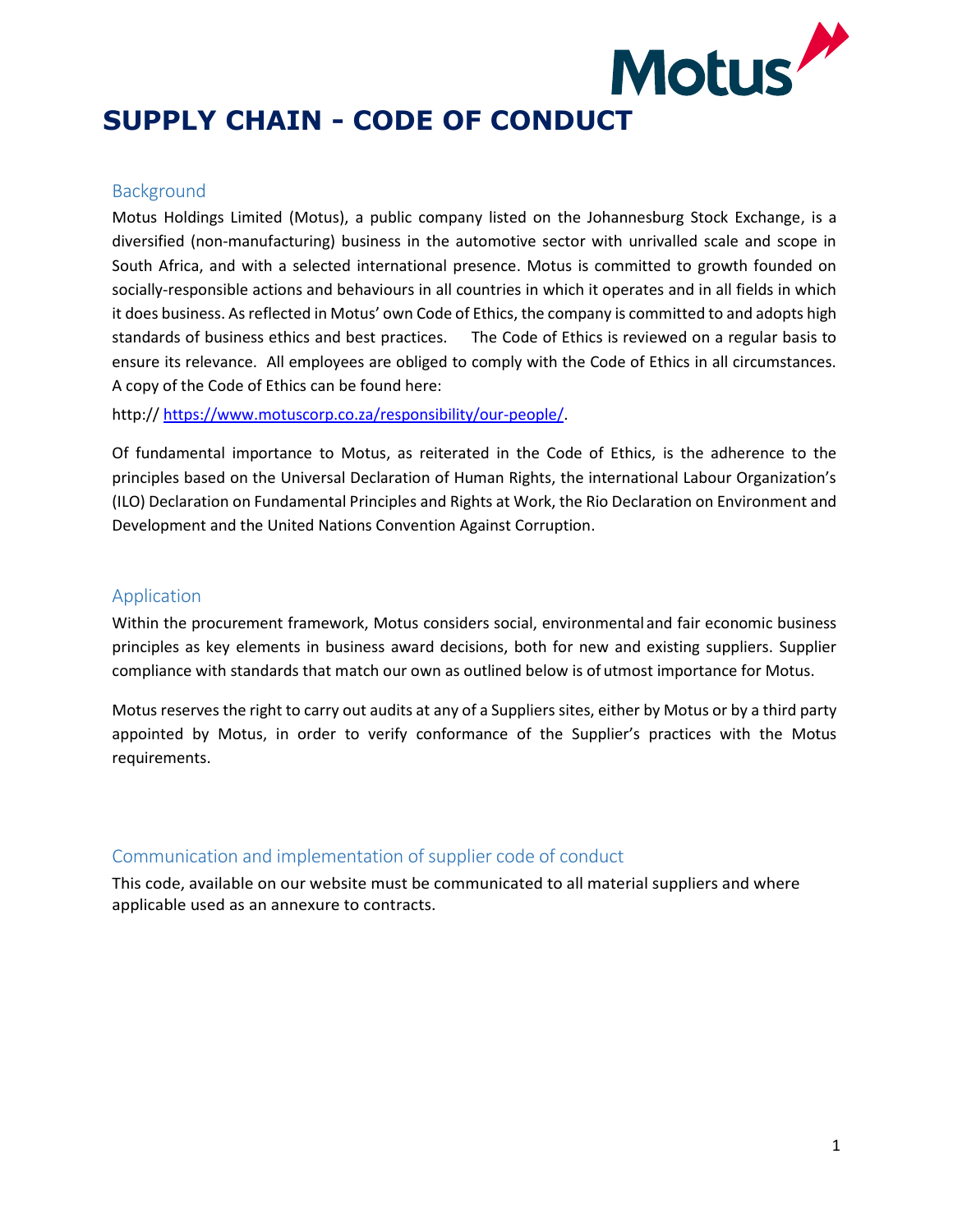# SUPPLY CHAIN - CODE OF CONDUCT

## Background

Motus Holdings Limited (Motus), a public company listed on the Johannesburg Stock Exchange, is a diversified (non-manufacturing) business in the automotive sector with unrivalled scale and scope in South Africa, and with a selected international presence. Motus is committed to growth founded on socially-responsible actions and behaviours in all countries in which it operates and in all fields in which it does business. As reflected in Motus' own Code of Ethics, the company is committed to and adopts high standards of business ethics and best practices. The Code of Ethics is reviewed on a regular basis to ensure its relevance. All employees are obliged to comply with the Code of Ethics in all circumstances. A copy of the Code of Ethics can be found here:

http:// https://www.motuscorp.co.za/responsibility/our-people/.

Of fundamental importance to Motus, as reiterated in the Code of Ethics, is the adherence to the principles based on the Universal Declaration of Human Rights, the international Labour Organization's (ILO) Declaration on Fundamental Principles and Rights at Work, the Rio Declaration on Environment and Development and the United Nations Convention Against Corruption.

## Application

Within the procurement framework, Motus considers social, environmental and fair economic business principles as key elements in business award decisions, both for new and existing suppliers. Supplier compliance with standards that match our own as outlined below is of utmost importance for Motus.

Motus reserves the right to carry out audits at any of a Suppliers sites, either by Motus or by a third party appointed by Motus, in order to verify conformance of the Supplier's practices with the Motus requirements.

## Communication and implementation of supplier code of conduct

This code, available on our website must be communicated to all material suppliers and where applicable used as an annexure to contracts.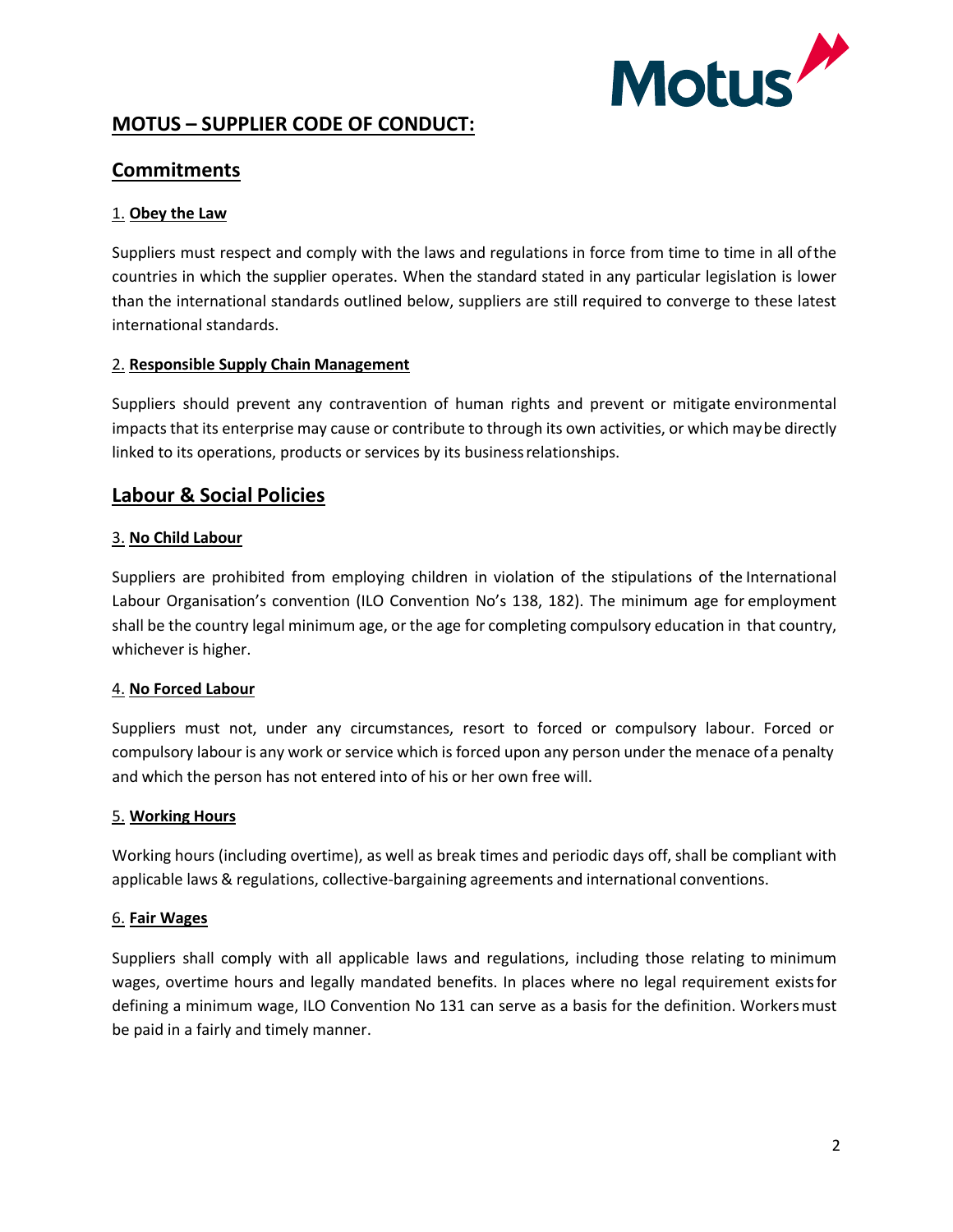# MOTUS – SUPPLIER CODE OF CONDUCT:

## Commitments

### 1. Obey the Law

Suppliers must respect and comply with the laws and regulations in force from time to time in all of the countries in which the supplier operates. When the standard stated in any particular legislation is lower than the international standards outlined below, suppliers are still required to converge to these latest international standards.

### 2. Responsible Supply Chain Management

Suppliers should prevent any contravention of human rights and prevent or mitigate environmental impacts that its enterprise may cause or contribute to through its own activities, or which may be directly linked to its operations, products or services by its business relationships.

## Labour & Social Policies

### 3. No Child Labour

Suppliers are prohibited from employing children in violation of the stipulations of the International Labour Organisation's convention (ILO Convention No's 138, 182). The minimum age for employment shall be the country legal minimum age, or the age for completing compulsory education in that country, whichever is higher.

### 4. No Forced Labour

Suppliers must not, under any circumstances, resort to forced or compulsory labour. Forced or compulsory labour is any work or service which is forced upon any person under the menace of a penalty and which the person has not entered into of his or her own free will.

### 5. Working Hours

Working hours (including overtime), as well as break times and periodic days off, shall be compliant with applicable laws & regulations, collective-bargaining agreements and international conventions.

### 6. Fair Wages

Suppliers shall comply with all applicable laws and regulations, including those relating to minimum wages, overtime hours and legally mandated benefits. In places where no legal requirement exists for defining a minimum wage, ILO Convention No 131 can serve as a basis for the definition. Workers must be paid in a fairly and timely manner.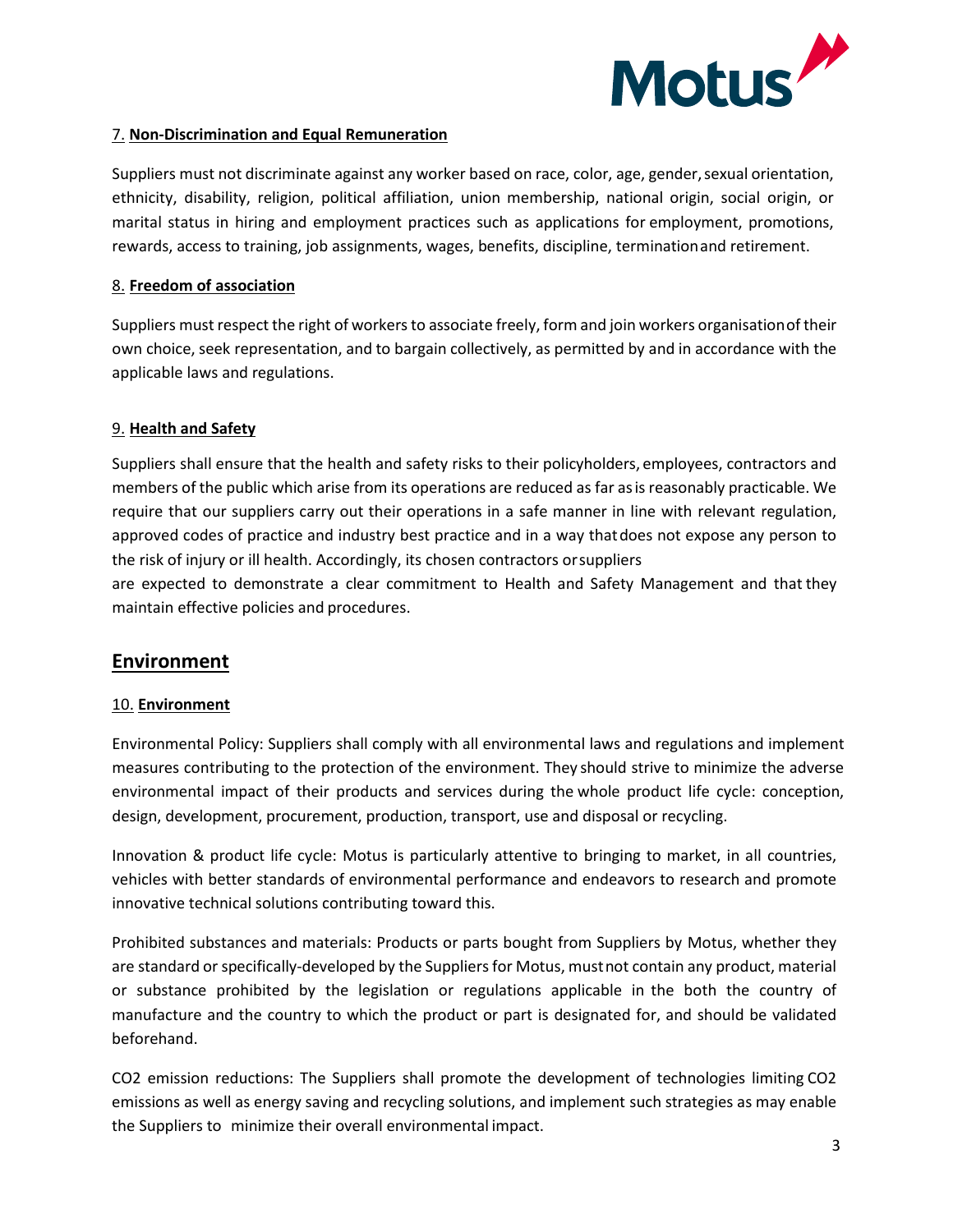7. **Non-Discrimination and Equal Remuneration**

Suppliers must not discriminate against any worker based on race, color, age, gender, sexual orientation, ethnicity, disability, religion, political affiliation, union membership, national origin, social origin, or marital status in hiring and employment practices such as applications for employment, promotions, rewards, access to training, job assignments, wages, benefits, discipline, termination and retirement.

8. **Freedom of association**

Suppliers must respect the right of workers to associate freely, form and join workers organisation of their own choice, seek representation, and to bargain collectively, as permitted by and in accordance with the applicable laws and regulations.

9. **Health and Safety**

Suppliers shall ensure that the health and safety risks to their policyholders, employees, contractors and members of the public which arise from its operations are reduced as far as is reasonably practicable. We require that our suppliers carry out their operations in a safe manner in line with relevant regulation, approved codes of practice and industry best practice and in a way that does not expose any person to the risk of injury or ill health. Accordingly, its chosen contractors or suppliers are expected to demonstrate a clear commitment to Health and Safety Management and that they maintain effective policies and procedures.

## Environment

10. **Environment**

Environmental Policy: Suppliers shall comply with all environmental laws and regulations and implement measures contributing to the protection of the environment. They should strive to minimize the adverse environmental impact of their products and services during the whole product life cycle: conception, design, development, procurement, production, transport, use and disposal or recycling.

Innovation & product life cycle: Motus is particularly attentive to bringing to market, in all countries, vehicles with better standards of environmental performance and endeavors to research and promote innovative technical solutions contributing toward this.

Prohibited substances and materials: Products or parts bought from Suppliers by Motus, whether they are standard or specifically-developed by the Suppliers for Motus, must not contain any product, material or substance prohibited by the legislation or regulations applicable in the both the country of manufacture and the country to which the product or part is designated for, and should be validated beforehand.

$CO_2$ emission reductions: The Suppliers shall promote the development of technologies limiting $CO_2$ emissions as well as energy saving and recycling solutions, and implement such strategies as may enable the Suppliers to minimize their overall environmental impact.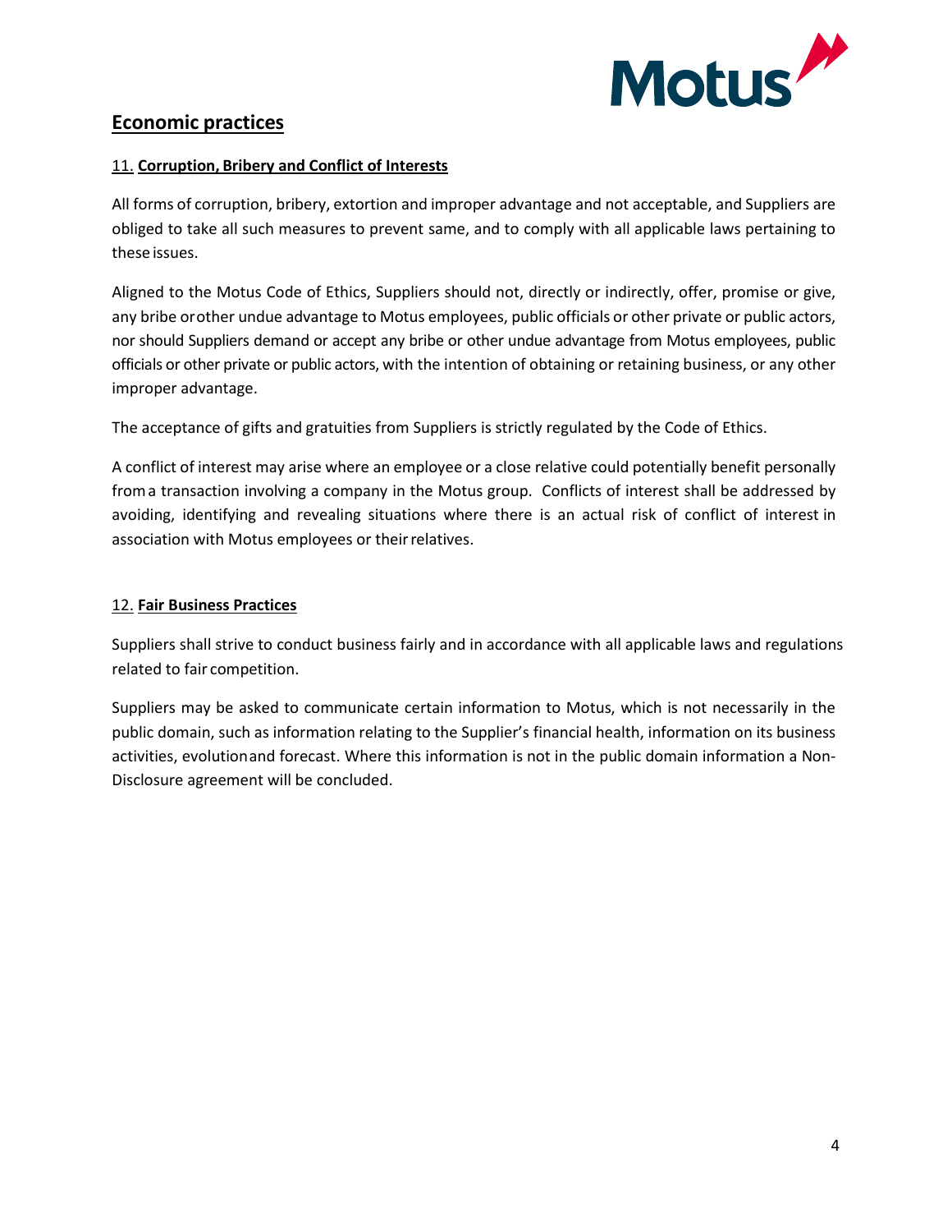## Economic practices

### 11. **Corruption, Bribery and Conflict of Interests**

All forms of corruption, bribery, extortion and improper advantage and not acceptable, and Suppliers are obliged to take all such measures to prevent same, and to comply with all applicable laws pertaining to these issues.

Aligned to the Motus Code of Ethics, Suppliers should not, directly or indirectly, offer, promise or give, any bribe or other undue advantage to Motus employees, public officials or other private or public actors, nor should Suppliers demand or accept any bribe or other undue advantage from Motus employees, public officials or other private or public actors, with the intention of obtaining or retaining business, or any other improper advantage.

The acceptance of gifts and gratuities from Suppliers is strictly regulated by the Code of Ethics.

A conflict of interest may arise where an employee or a close relative could potentially benefit personally from a transaction involving a company in the Motus group. Conflicts of interest shall be addressed by avoiding, identifying and revealing situations where there is an actual risk of conflict of interest in association with Motus employees or their relatives.

### 12. **Fair Business Practices**

Suppliers shall strive to conduct business fairly and in accordance with all applicable laws and regulations related to fair competition.

Suppliers may be asked to communicate certain information to Motus, which is not necessarily in the public domain, such as information relating to the Supplier's financial health, information on its business activities, evolution and forecast. Where this information is not in the public domain information a Non-Disclosure agreement will be concluded.